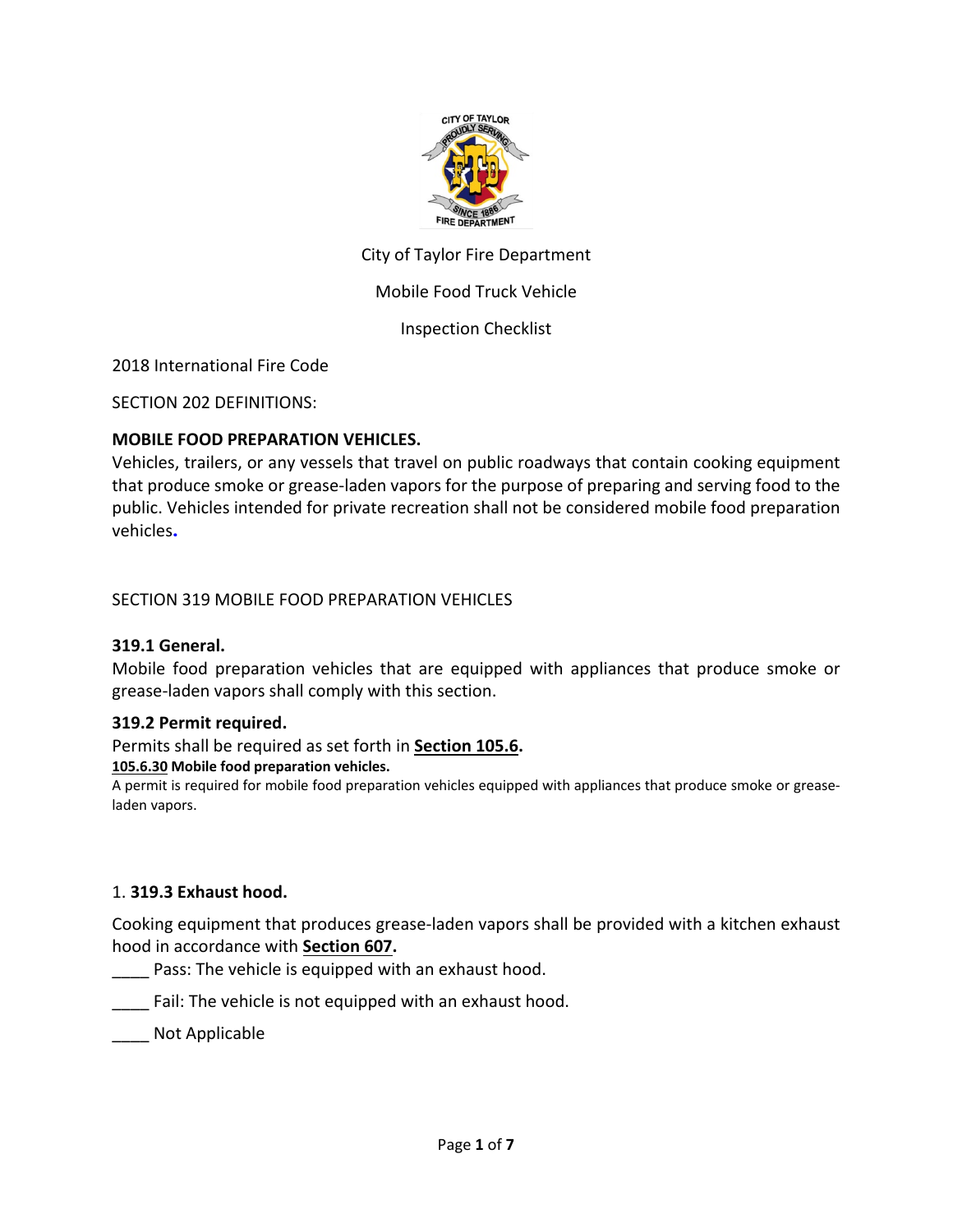City of Taylor Fire Department

Mobile Food Truck Vehicle

Inspection Checklist

2018 International Fire Code

SECTION 202 DEFINITIONS:

**MOBILE FOOD PREPARATION VEHICLES.**
Vehicles, trailers, or any vessels that travel on public roadways that contain cooking equipment that produce smoke or grease-laden vapors for the purpose of preparing and serving food to the public. Vehicles intended for private recreation shall not be considered mobile food preparation vehicles.

SECTION 319 MOBILE FOOD PREPARATION VEHICLES

**319.1 General.**
Mobile food preparation vehicles that are equipped with appliances that produce smoke or grease-laden vapors shall comply with this section.

**319.2 Permit required.**
Permits shall be required as set forth in **Section 105.6.**

**105.6.30 Mobile food preparation vehicles.**
A permit is required for mobile food preparation vehicles equipped with appliances that produce smoke or grease-laden vapors.

1. **319.3 Exhaust hood.**

Cooking equipment that produces grease-laden vapors shall be provided with a kitchen exhaust hood in accordance with **Section 607.**

____ Pass: The vehicle is equipped with an exhaust hood.

____ Fail: The vehicle is not equipped with an exhaust hood.

____ Not Applicable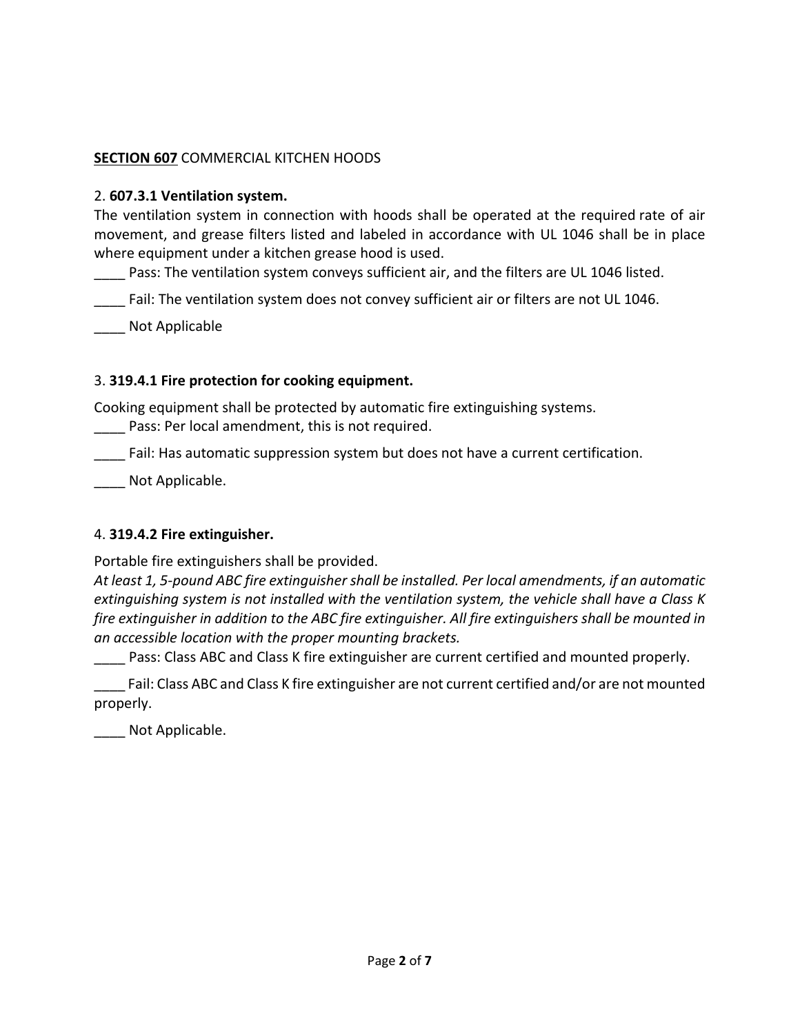**SECTION 607** COMMERCIAL KITCHEN HOODS

2. **607.3.1 Ventilation system.**

The ventilation system in connection with hoods shall be operated at the required rate of air movement, and grease filters listed and labeled in accordance with UL 1046 shall be in place where equipment under a kitchen grease hood is used.

____ Pass: The ventilation system conveys sufficient air, and the filters are UL 1046 listed.

____ Fail: The ventilation system does not convey sufficient air or filters are not UL 1046.

____ Not Applicable

3. **319.4.1 Fire protection for cooking equipment.**

Cooking equipment shall be protected by automatic fire extinguishing systems.

____ Pass: Per local amendment, this is not required.

____ Fail: Has automatic suppression system but does not have a current certification.

____ Not Applicable.

4. **319.4.2 Fire extinguisher.**

Portable fire extinguishers shall be provided.

*At least 1, 5-pound ABC fire extinguisher shall be installed. Per local amendments, if an automatic extinguishing system is not installed with the ventilation system, the vehicle shall have a Class K fire extinguisher in addition to the ABC fire extinguisher. All fire extinguishers shall be mounted in an accessible location with the proper mounting brackets.*

____ Pass: Class ABC and Class K fire extinguisher are current certified and mounted properly.

____ Fail: Class ABC and Class K fire extinguisher are not current certified and/or are not mounted properly.

____ Not Applicable.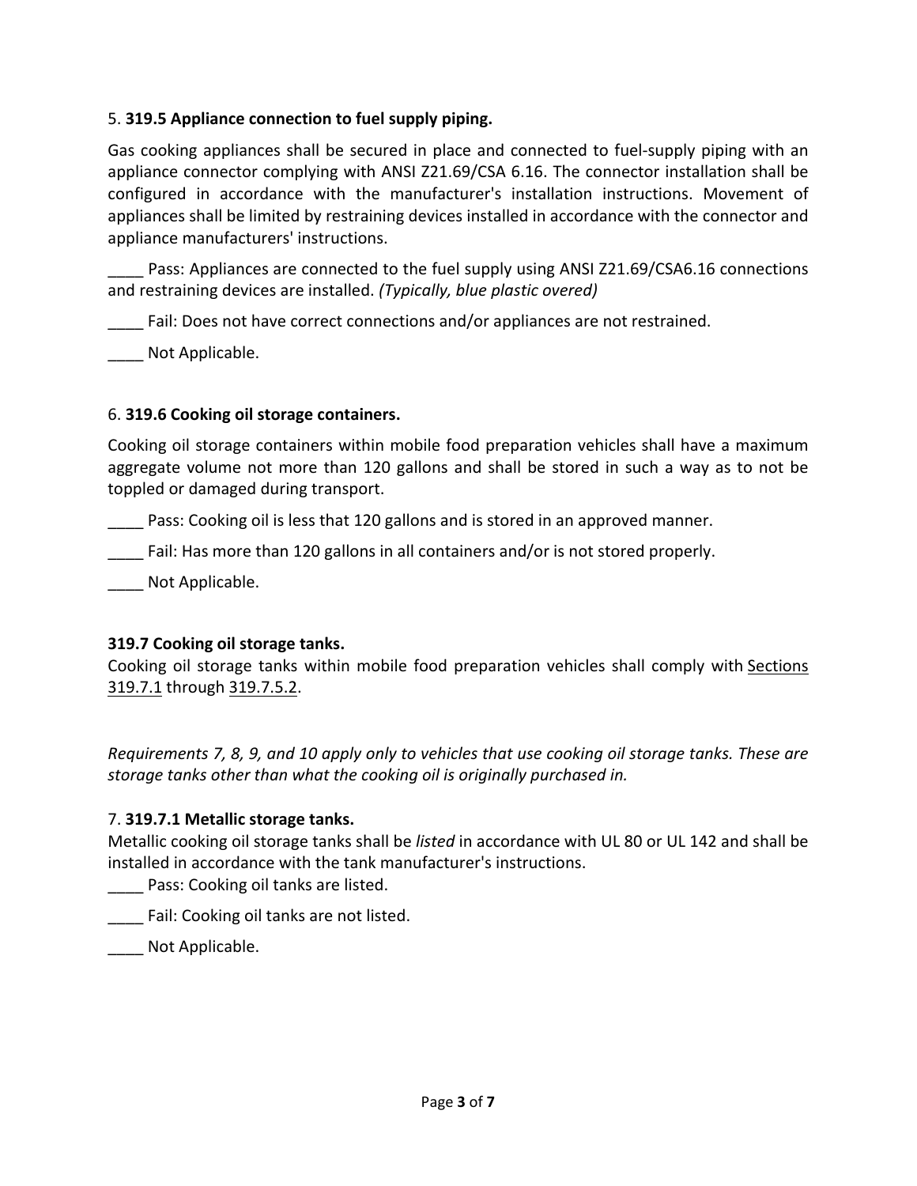5. **319.5 Appliance connection to fuel supply piping.**

Gas cooking appliances shall be secured in place and connected to fuel-supply piping with an appliance connector complying with ANSI Z21.69/CSA 6.16. The connector installation shall be configured in accordance with the manufacturer's installation instructions. Movement of appliances shall be limited by restraining devices installed in accordance with the connector and appliance manufacturers' instructions.

____ Pass: Appliances are connected to the fuel supply using ANSI Z21.69/CSA6.16 connections and restraining devices are installed. *(Typically, blue plastic overed)*

____ Fail: Does not have correct connections and/or appliances are not restrained.

____ Not Applicable.

6. **319.6 Cooking oil storage containers.**

Cooking oil storage containers within mobile food preparation vehicles shall have a maximum aggregate volume not more than 120 gallons and shall be stored in such a way as to not be toppled or damaged during transport.

____ Pass: Cooking oil is less that 120 gallons and is stored in an approved manner.

____ Fail: Has more than 120 gallons in all containers and/or is not stored properly.

____ Not Applicable.

**319.7 Cooking oil storage tanks.**

Cooking oil storage tanks within mobile food preparation vehicles shall comply with Sections 319.7.1 through 319.7.5.2.

*Requirements 7, 8, 9, and 10 apply only to vehicles that use cooking oil storage tanks. These are storage tanks other than what the cooking oil is originally purchased in.*

7. **319.7.1 Metallic storage tanks.**

Metallic cooking oil storage tanks shall be *listed* in accordance with UL 80 or UL 142 and shall be installed in accordance with the tank manufacturer's instructions.

____ Pass: Cooking oil tanks are listed.

____ Fail: Cooking oil tanks are not listed.

____ Not Applicable.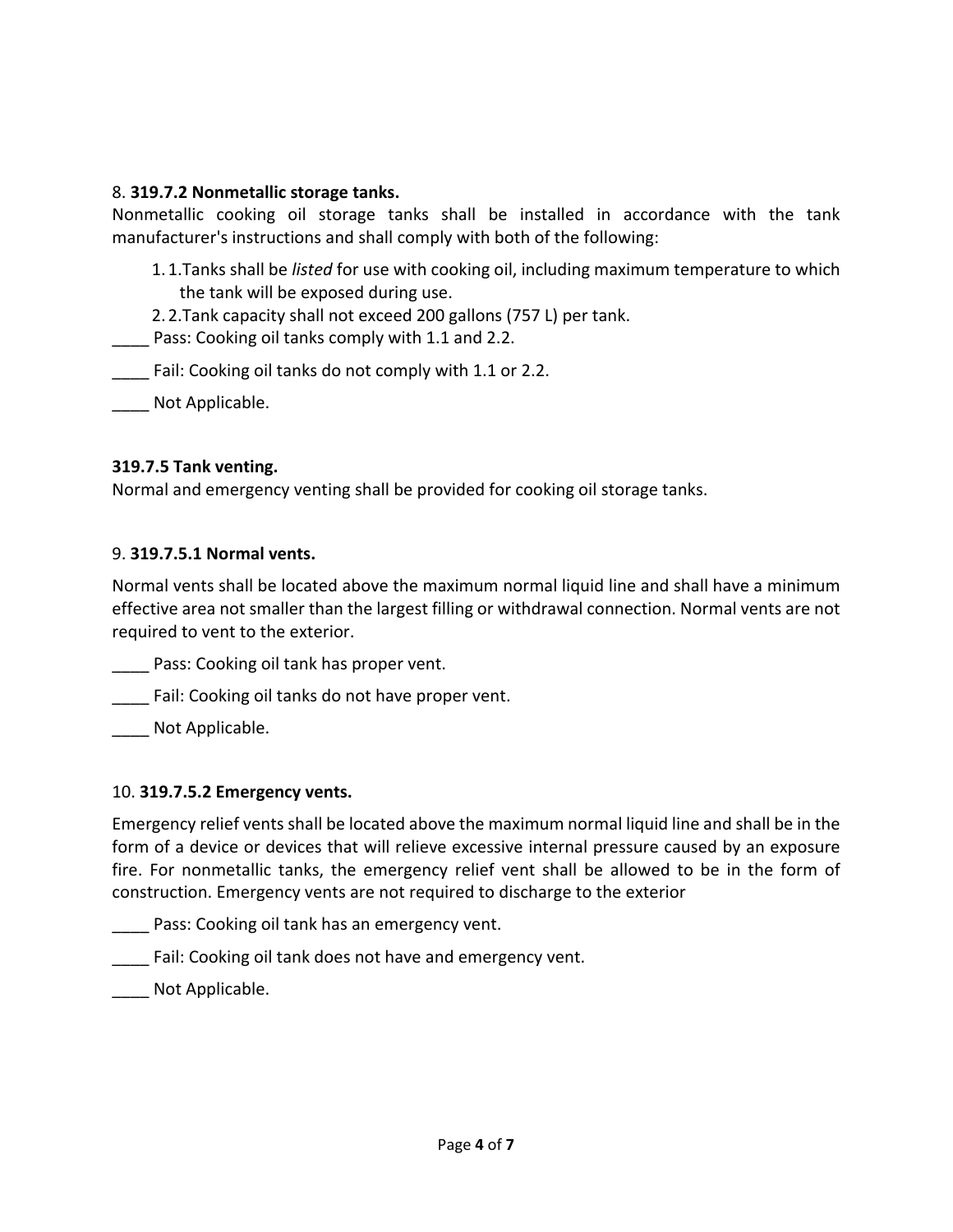8. **319.7.2 Nonmetallic storage tanks.**

Nonmetallic cooking oil storage tanks shall be installed in accordance with the tank manufacturer's instructions and shall comply with both of the following:

1. 1.Tanks shall be *listed* for use with cooking oil, including maximum temperature to which the tank will be exposed during use.
2. 2.Tank capacity shall not exceed 200 gallons (757 L) per tank.

____ Pass: Cooking oil tanks comply with 1.1 and 2.2.

____ Fail: Cooking oil tanks do not comply with 1.1 or 2.2.

____ Not Applicable.

**319.7.5 Tank venting.**

Normal and emergency venting shall be provided for cooking oil storage tanks.

9. **319.7.5.1 Normal vents.**

Normal vents shall be located above the maximum normal liquid line and shall have a minimum effective area not smaller than the largest filling or withdrawal connection. Normal vents are not required to vent to the exterior.

____ Pass: Cooking oil tank has proper vent.

____ Fail: Cooking oil tanks do not have proper vent.

____ Not Applicable.

10. **319.7.5.2 Emergency vents.**

Emergency relief vents shall be located above the maximum normal liquid line and shall be in the form of a device or devices that will relieve excessive internal pressure caused by an exposure fire. For nonmetallic tanks, the emergency relief vent shall be allowed to be in the form of construction. Emergency vents are not required to discharge to the exterior

____ Pass: Cooking oil tank has an emergency vent.

____ Fail: Cooking oil tank does not have and emergency vent.

____ Not Applicable.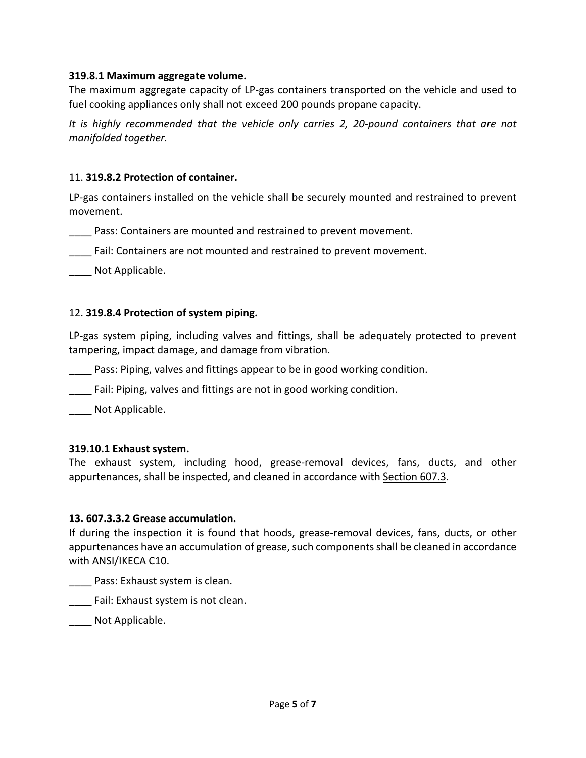**319.8.1 Maximum aggregate volume.**
The maximum aggregate capacity of LP-gas containers transported on the vehicle and used to fuel cooking appliances only shall not exceed 200 pounds propane capacity.

*It is highly recommended that the vehicle only carries 2, 20-pound containers that are not manifolded together.*

11. **319.8.2 Protection of container.**

LP-gas containers installed on the vehicle shall be securely mounted and restrained to prevent movement.

____ Pass: Containers are mounted and restrained to prevent movement.

____ Fail: Containers are not mounted and restrained to prevent movement.

____ Not Applicable.

12. **319.8.4 Protection of system piping.**

LP-gas system piping, including valves and fittings, shall be adequately protected to prevent tampering, impact damage, and damage from vibration.

____ Pass: Piping, valves and fittings appear to be in good working condition.

____ Fail: Piping, valves and fittings are not in good working condition.

____ Not Applicable.

**319.10.1 Exhaust system.**
The exhaust system, including hood, grease-removal devices, fans, ducts, and other appurtenances, shall be inspected, and cleaned in accordance with Section 607.3.

**13. 607.3.3.2 Grease accumulation.**
If during the inspection it is found that hoods, grease-removal devices, fans, ducts, or other appurtenances have an accumulation of grease, such components shall be cleaned in accordance with ANSI/IKECA C10.

____ Pass: Exhaust system is clean.

____ Fail: Exhaust system is not clean.

____ Not Applicable.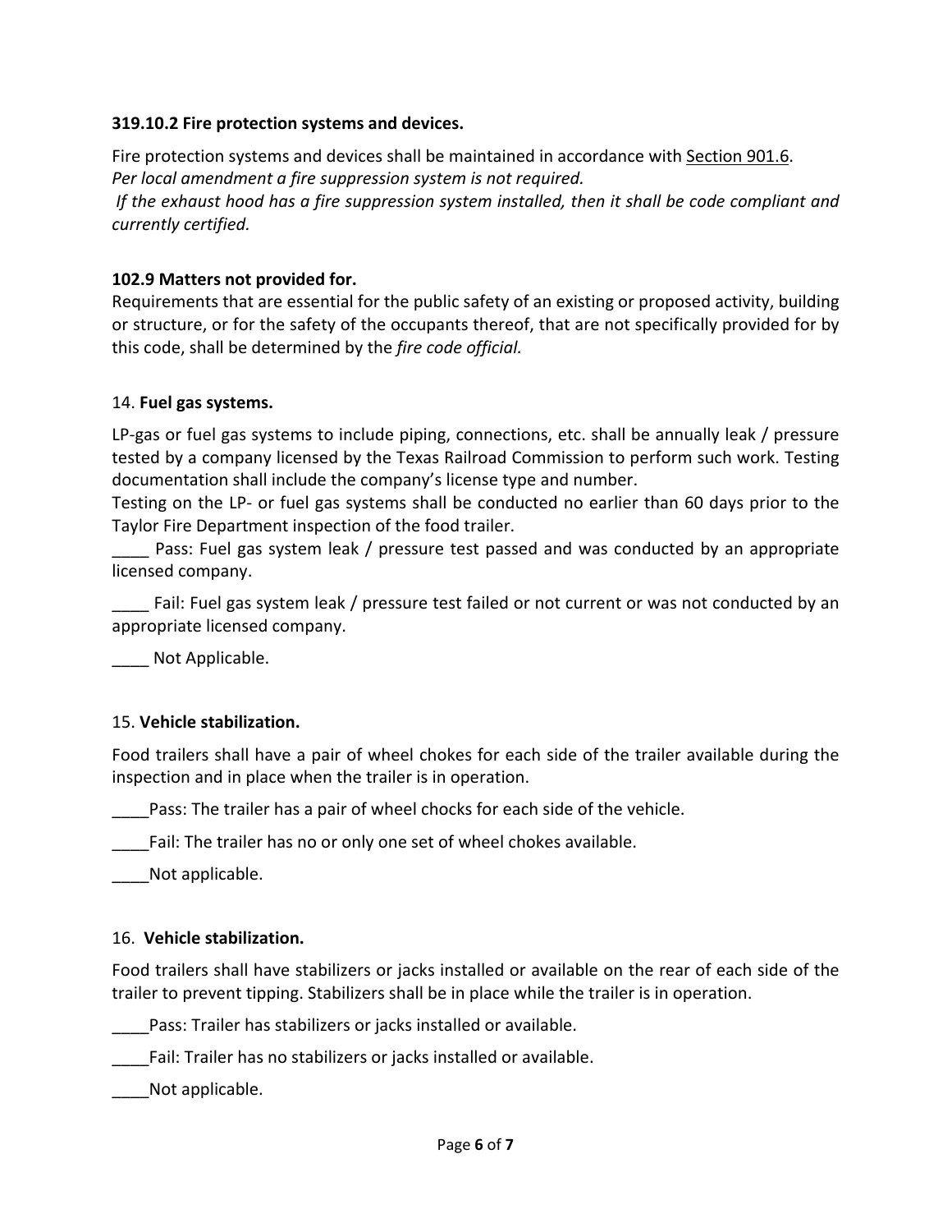**319.10.2 Fire protection systems and devices.**

Fire protection systems and devices shall be maintained in accordance with Section 901.6.
*Per local amendment a fire suppression system is not required.*
*If the exhaust hood has a fire suppression system installed, then it shall be code compliant and currently certified.*

**102.9 Matters not provided for.**
Requirements that are essential for the public safety of an existing or proposed activity, building or structure, or for the safety of the occupants thereof, that are not specifically provided for by this code, shall be determined by the *fire code official.*

14. **Fuel gas systems.**

LP-gas or fuel gas systems to include piping, connections, etc. shall be annually leak / pressure tested by a company licensed by the Texas Railroad Commission to perform such work. Testing documentation shall include the company's license type and number.
Testing on the LP- or fuel gas systems shall be conducted no earlier than 60 days prior to the Taylor Fire Department inspection of the food trailer.

____ Pass: Fuel gas system leak / pressure test passed and was conducted by an appropriate licensed company.

____ Fail: Fuel gas system leak / pressure test failed or not current or was not conducted by an appropriate licensed company.

____ Not Applicable.

15. **Vehicle stabilization.**

Food trailers shall have a pair of wheel chokes for each side of the trailer available during the inspection and in place when the trailer is in operation.

____Pass: The trailer has a pair of wheel chocks for each side of the vehicle.

____Fail: The trailer has no or only one set of wheel chokes available.

____Not applicable.

16. **Vehicle stabilization.**

Food trailers shall have stabilizers or jacks installed or available on the rear of each side of the trailer to prevent tipping. Stabilizers shall be in place while the trailer is in operation.

____Pass: Trailer has stabilizers or jacks installed or available.

____Fail: Trailer has no stabilizers or jacks installed or available.

____Not applicable.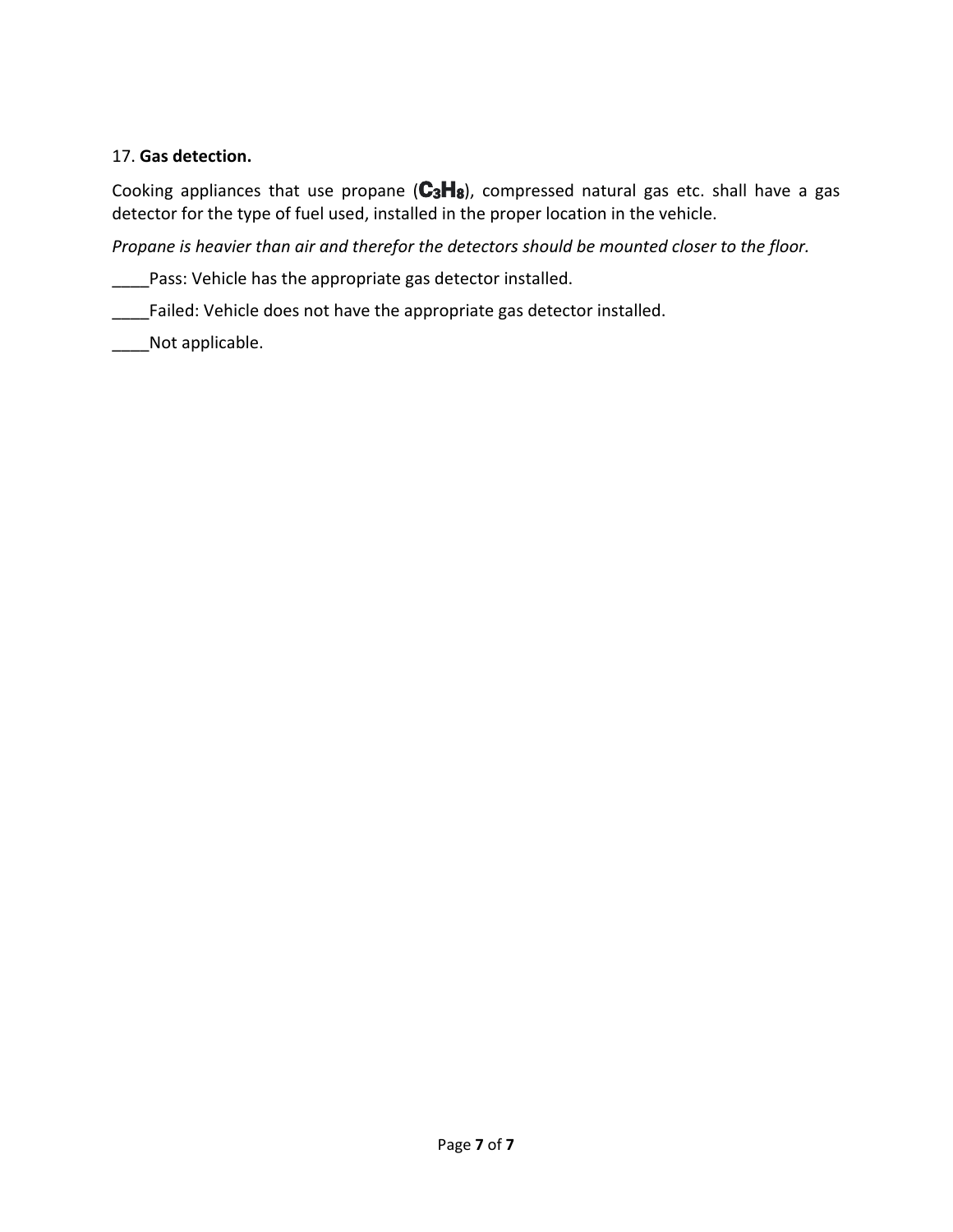17. **Gas detection.**

Cooking appliances that use propane ($C_3H_8$), compressed natural gas etc. shall have a gas detector for the type of fuel used, installed in the proper location in the vehicle.

*Propane is heavier than air and therefor the detectors should be mounted closer to the floor.*

____Pass: Vehicle has the appropriate gas detector installed.

____Failed: Vehicle does not have the appropriate gas detector installed.

____Not applicable.